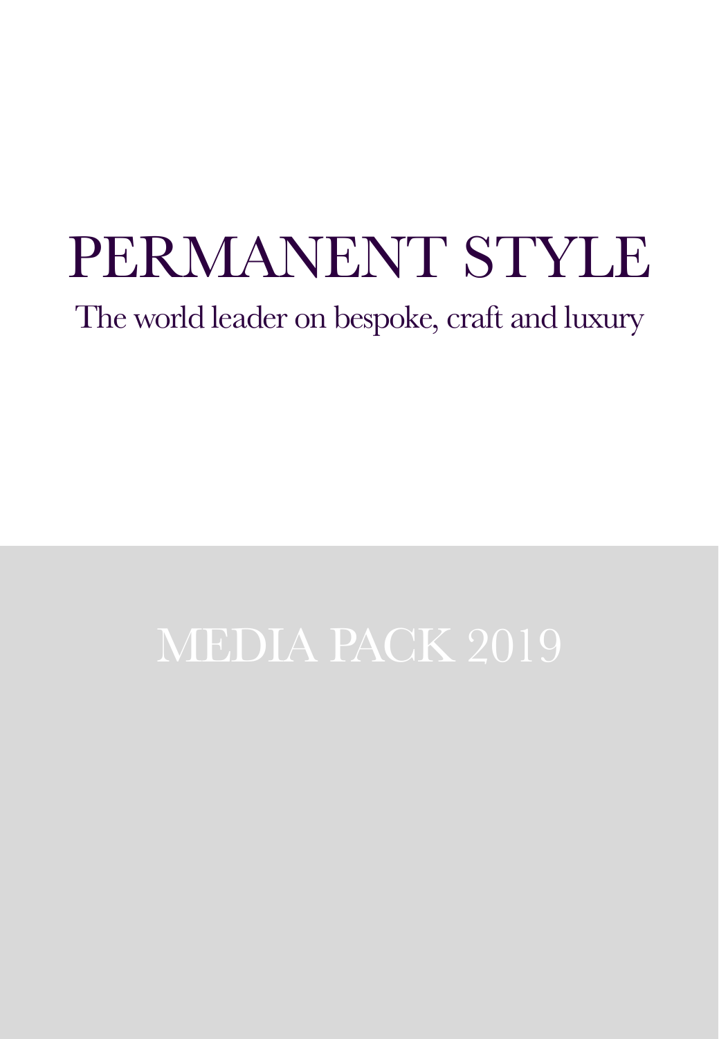# PERMANENT STYLE

The world leader on bespoke, craft and luxury

## MEDIA PACK 2019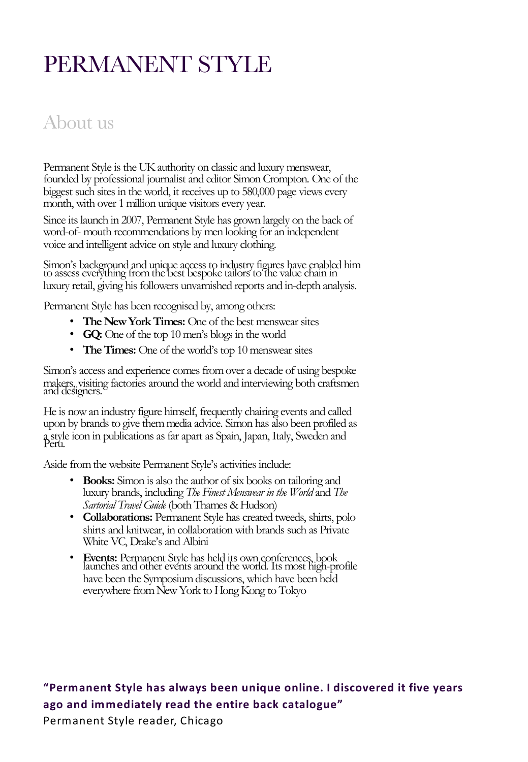# PERMANENT STYLE

## About us

Permanent Style is the UK authority on classic and luxury menswear, founded by professional journalist and editor Simon Crompton. One of the biggest such sites in the world, it receives up to 580,000 page views every month, with over 1 million unique visitors every year.

Since its launch in 2007, Permanent Style has grown largely on the back of word-of- mouth recommendations by men looking for an independent voice and intelligent advice on style and luxury clothing.

Simon's background and unique access to industry figures have enabled him to assess everything from the best bespoke tailors to the value chain in luxury retail, giving his followers unvarnished reports and in-depth analysis.

Permanent Style has been recognised by, among others:

- **The New York Times:** One of the best menswear sites
- **GQ:** One of the top 10 men's blogs in the world
- **The Times:** One of the world's top 10 menswear sites

Simon's access and experience comes from over a decade of using bespoke makers, visiting factories around the world and interviewing both craftsmen and designers.

He is now an industry figure himself, frequently chairing events and called upon by brands to give them media advice. Simon has also been profiled as a style icon in publications as far apart as Spain, Japan, Italy, Sweden and Peru.

Aside from the website Permanent Style's activities include:

- **Books:** Simon is also the author of six books on tailoring and luxury brands, including *The Finest Menswear in the World* and *The Sartorial Travel Guide* (both Thames & Hudson)
- **Collaborations:** Permanent Style has created tweeds, shirts, polo shirts and knitwear, in collaboration with brands such as Private White VC, Drake's and Albini
- **Events:** Permanent Style has held its own conferences, book launches and other events around the world. Its most high-profile have been the Symposium discussions, which have been held everywhere from New York to Hong Kong to Tokyo

**"Permanent Style has always been unique online. I discovered it five years ago and immediately read the entire back catalogue"**
Permanent Style reader, Chicago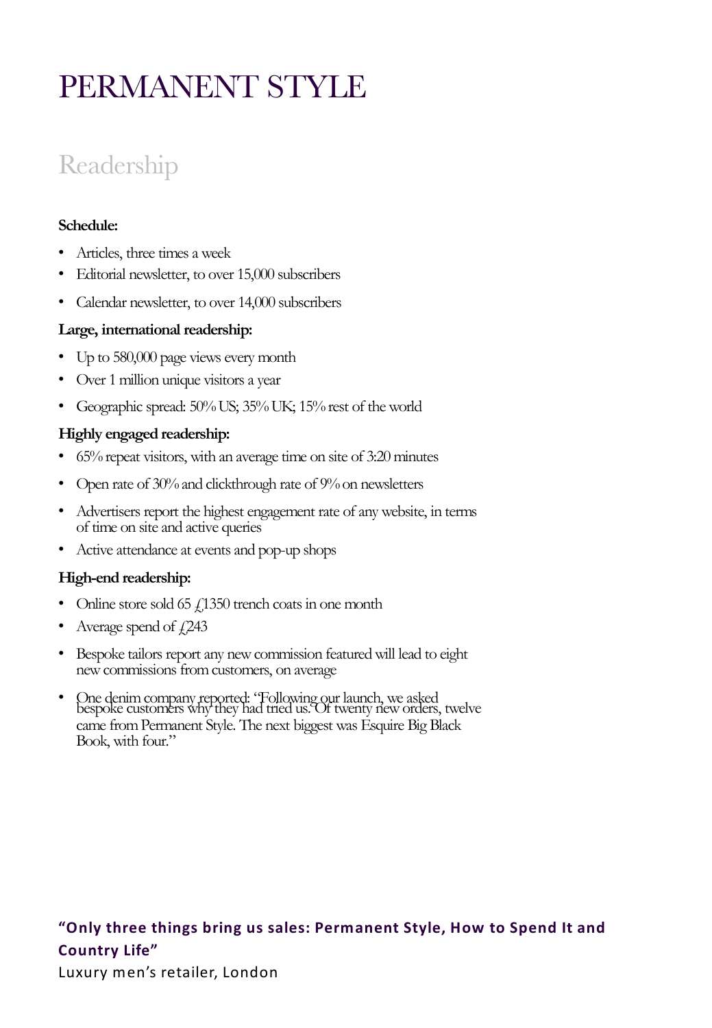# PERMANENT STYLE

## Readership

**Schedule:**

- Articles, three times a week
- Editorial newsletter, to over 15,000 subscribers
- Calendar newsletter, to over 14,000 subscribers

**Large, international readership:**

- Up to 580,000 page views every month
- Over 1 million unique visitors a year
- Geographic spread: 50% US; 35% UK; 15% rest of the world

**Highly engaged readership:**

- 65% repeat visitors, with an average time on site of 3:20 minutes
- Open rate of 30% and clickthrough rate of 9% on newsletters
- Advertisers report the highest engagement rate of any website, in terms of time on site and active queries
- Active attendance at events and pop-up shops

**High-end readership:**

- Online store sold 65 £1350 trench coats in one month
- Average spend of £243
- Bespoke tailors report any new commission featured will lead to eight new commissions from customers, on average
- One denim company reported: "Following our launch, we asked bespoke customers why they had tried us. Of twenty new orders, twelve came from Permanent Style. The next biggest was Esquire Big Black Book, with four."

**"Only three things bring us sales: Permanent Style, How to Spend It and Country Life"**

Luxury men's retailer, London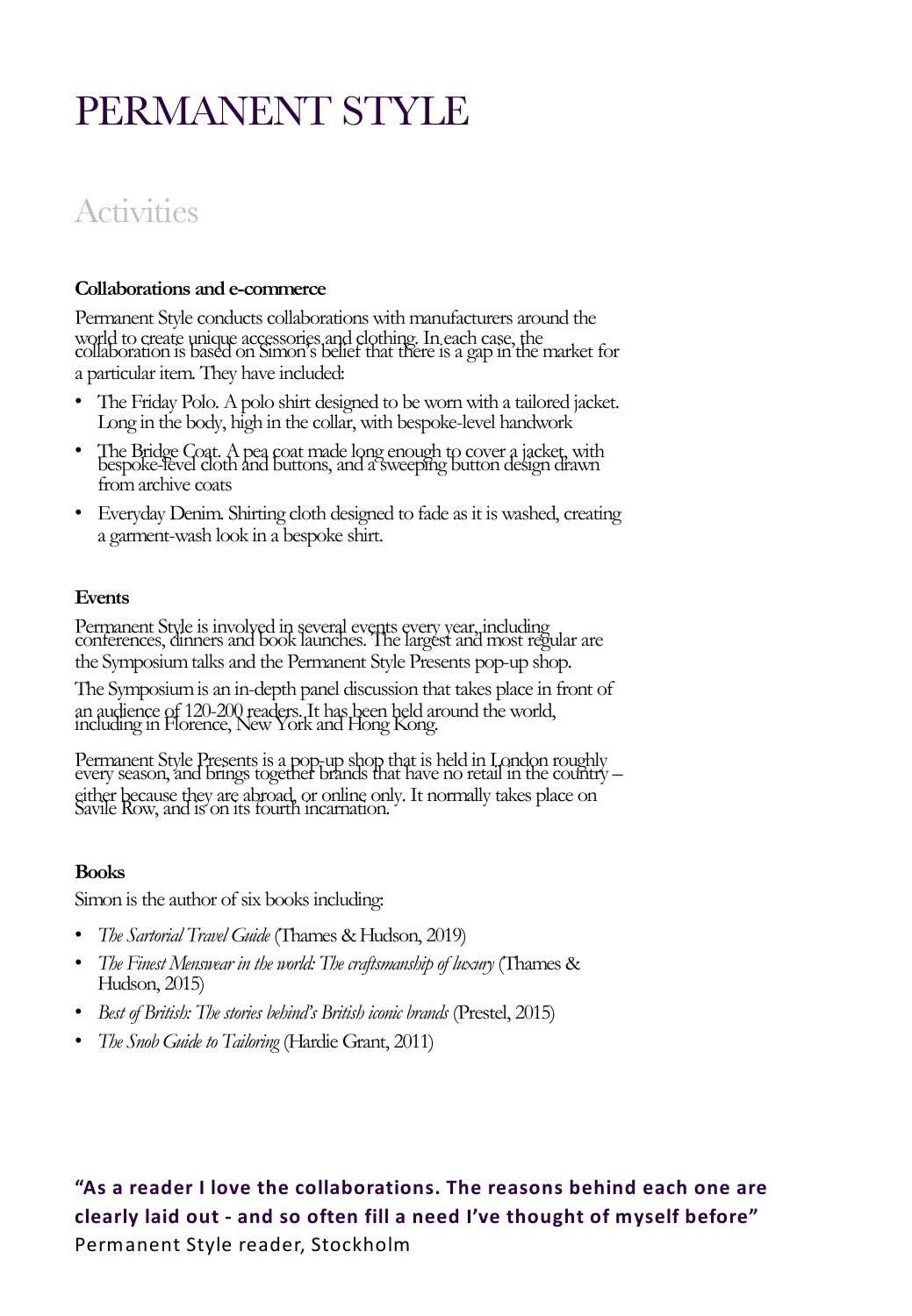# PERMANENT STYLE

## Activities

### Collaborations and e-commerce

Permanent Style conducts collaborations with manufacturers around the world to create unique accessories and clothing. In each case, the collaboration is based on Simon's belief that there is a gap in the market for a particular item. They have included:

- The Friday Polo. A polo shirt designed to be worn with a tailored jacket. Long in the body, high in the collar, with bespoke-level handwork
- The Bridge Coat. A pea coat made long enough to cover a jacket, with bespoke-level cloth and buttons, and a sweeping button design drawn from archive coats
- Everyday Denim. Shirting cloth designed to fade as it is washed, creating a garment-wash look in a bespoke shirt.

### Events

Permanent Style is involved in several events every year, including conferences, dinners and book launches. The largest and most regular are the Symposium talks and the Permanent Style Presents pop-up shop.

The Symposium is an in-depth panel discussion that takes place in front of an audience of 120-200 readers. It has been held around the world, including in Florence, New York and Hong Kong.

Permanent Style Presents is a pop-up shop that is held in London roughly every season, and brings together brands that have no retail in the country – either because they are abroad, or online only. It normally takes place on Savile Row, and is on its fourth incarnation.

### Books

Simon is the author of six books including:

- *The Sartorial Travel Guide* (Thames & Hudson, 2019)
- *The Finest Menswear in the world: The craftsmanship of luxury* (Thames & Hudson, 2015)
- *Best of British: The stories behind's British iconic brands* (Prestel, 2015)
- *The Snob Guide to Tailoring* (Hardie Grant, 2011)

**"As a reader I love the collaborations. The reasons behind each one are clearly laid out - and so often fill a need I've thought of myself before"**
Permanent Style reader, Stockholm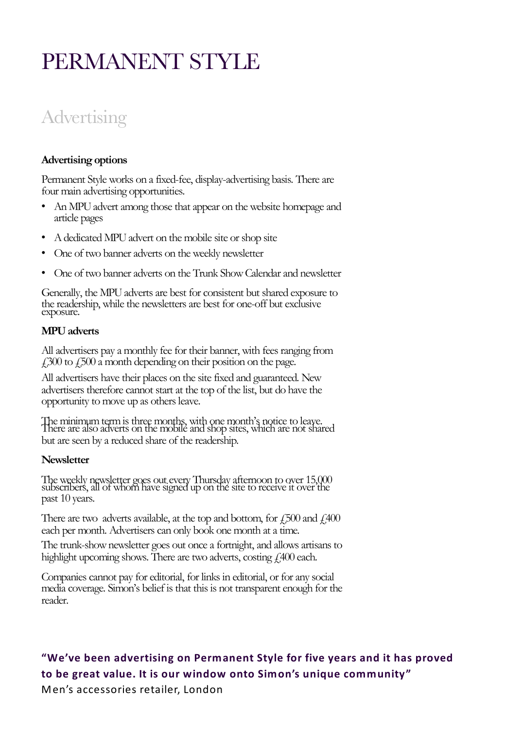# PERMANENT STYLE

## Advertising

**Advertising options**

Permanent Style works on a fixed-fee, display-advertising basis. There are four main advertising opportunities.

- An MPU advert among those that appear on the website homepage and article pages
- A dedicated MPU advert on the mobile site or shop site
- One of two banner adverts on the weekly newsletter
- One of two banner adverts on the Trunk Show Calendar and newsletter

Generally, the MPU adverts are best for consistent but shared exposure to the readership, while the newsletters are best for one-off but exclusive exposure.

**MPU adverts**

All advertisers pay a monthly fee for their banner, with fees ranging from £300 to £500 a month depending on their position on the page.

All advertisers have their places on the site fixed and guaranteed. New advertisers therefore cannot start at the top of the list, but do have the opportunity to move up as others leave.

The minimum term is three months, with one month's notice to leave. There are also adverts on the mobile and shop sites, which are not shared but are seen by a reduced share of the readership.

**Newsletter**

The weekly newsletter goes out every Thursday afternoon to over 15,000 subscribers, all of whom have signed up on the site to receive it over the past 10 years.

There are two adverts available, at the top and bottom, for £500 and £400 each per month. Advertisers can only book one month at a time.

The trunk-show newsletter goes out once a fortnight, and allows artisans to highlight upcoming shows. There are two adverts, costing £400 each.

Companies cannot pay for editorial, for links in editorial, or for any social media coverage. Simon's belief is that this is not transparent enough for the reader.

**"We've been advertising on Permanent Style for five years and it has proved to be great value. It is our window onto Simon's unique community"**
Men's accessories retailer, London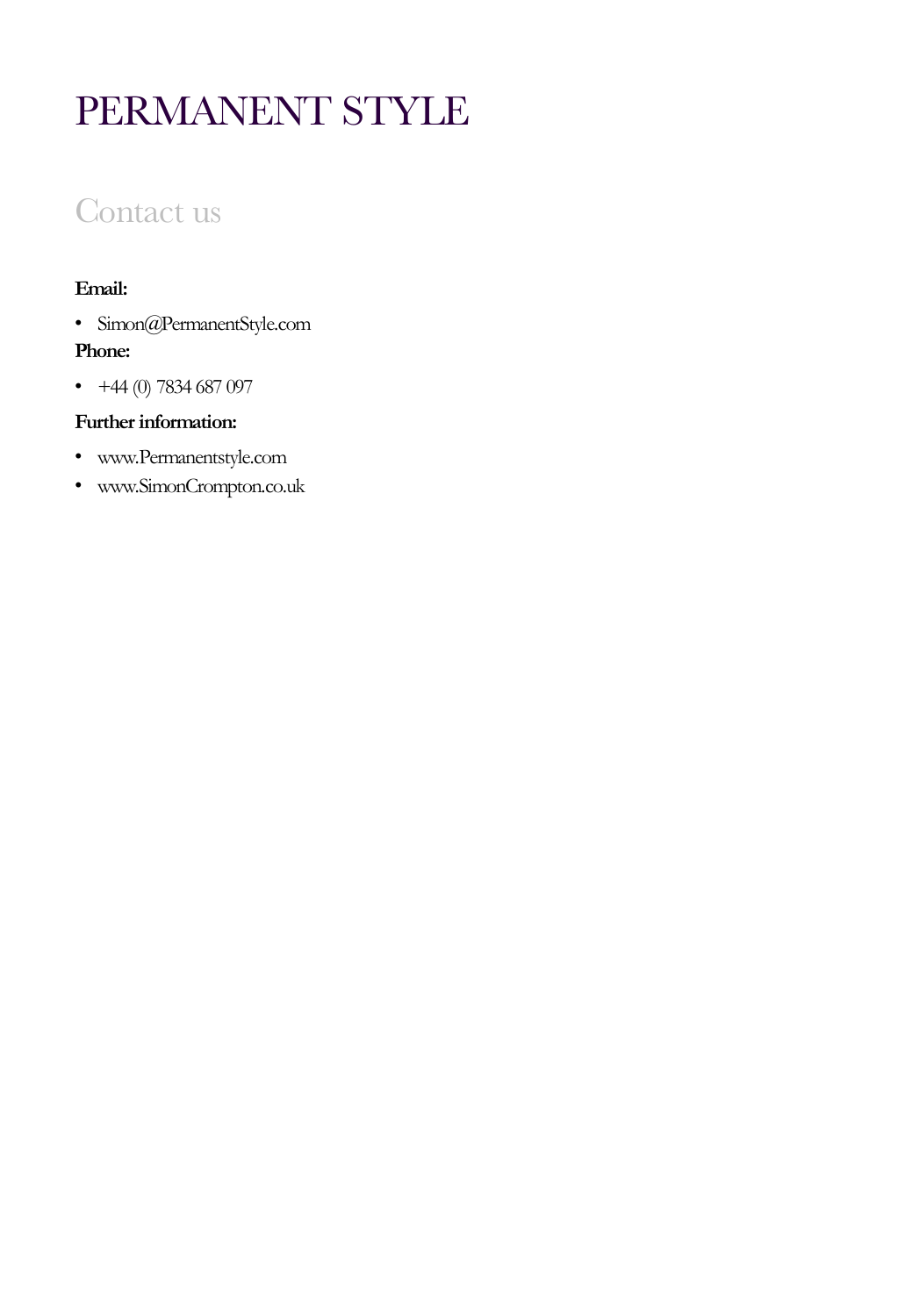# PERMANENT STYLE

## Contact us

**Email:**

- Simon@PermanentStyle.com

**Phone:**

- +44 (0) 7834 687 097

**Further information:**

- www.Permanentstyle.com
- www.SimonCrompton.co.uk